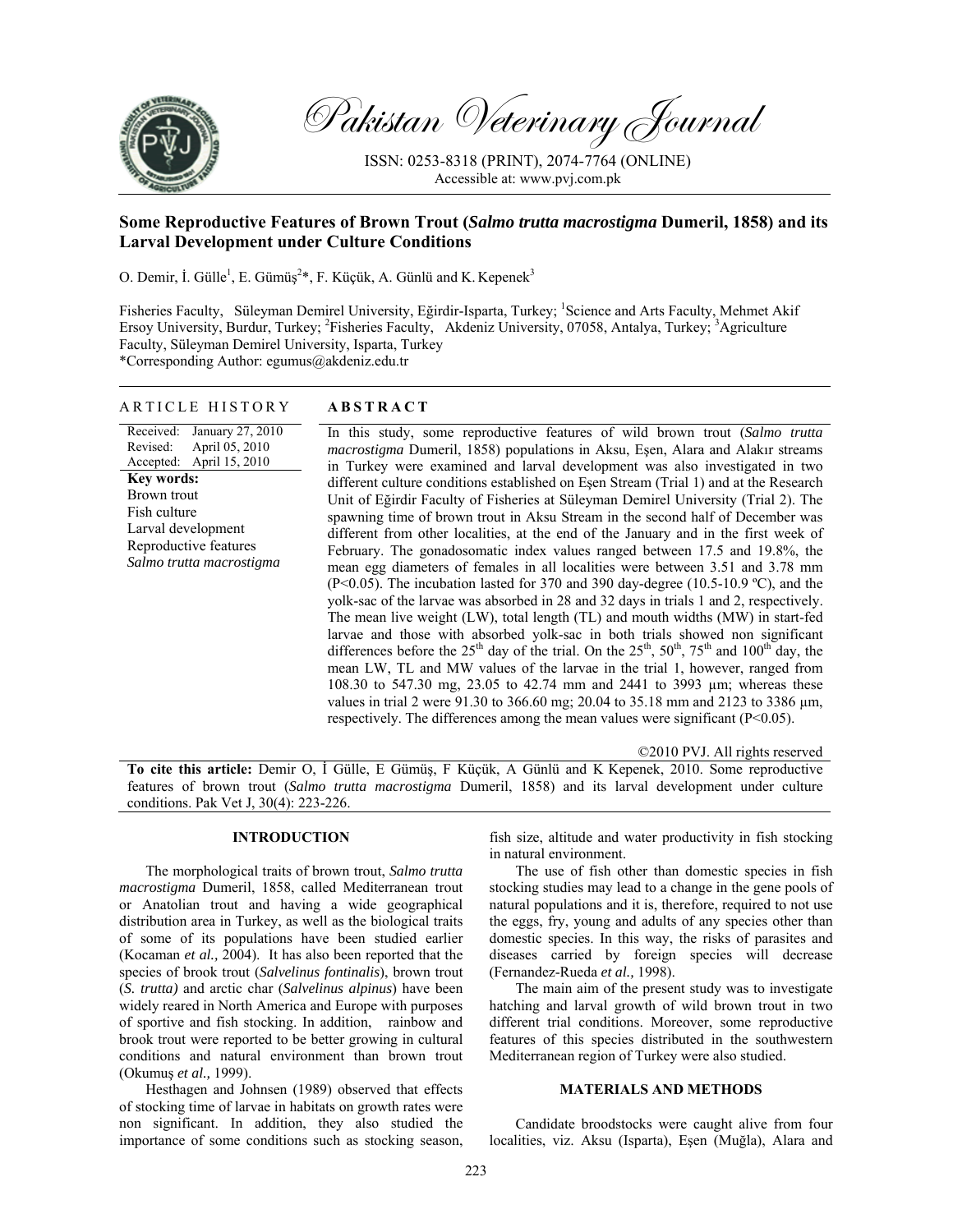# Pakistan Veterinary Journal

ISSN: 0253-8318 (PRINT), 2074-7764 (ONLINE)
Accessible at: www.pvj.com.pk

## Some Reproductive Features of Brown Trout (*Salmo trutta macrostigma* Dumeril, 1858) and its Larval Development under Culture Conditions

O. Demir, İ. Gülle[1], E. Gümüş[2]*, F. Küçük, A. Günlü and K. Kepenek[3]

Fisheries Faculty, Süleyman Demirel University, Eğirdir-Isparta, Turkey; [1]Science and Arts Faculty, Mehmet Akif Ersoy University, Burdur, Turkey; [2]Fisheries Faculty, Akdeniz University, 07058, Antalya, Turkey; [3]Agriculture Faculty, Süleyman Demirel University, Isparta, Turkey
*Corresponding Author: egumus@akdeniz.edu.tr

**ARTICLE HISTORY**

Received: January 27, 2010
Revised: April 05, 2010
Accepted: April 15, 2010

**Key words:**
Brown trout
Fish culture
Larval development
Reproductive features
*Salmo trutta macrostigma*

**ABSTRACT**

In this study, some reproductive features of wild brown trout (*Salmo trutta macrostigma* Dumeril, 1858) populations in Aksu, Eşen, Alara and Alakır streams in Turkey were examined and larval development was also investigated in two different culture conditions established on Eşen Stream (Trial 1) and at the Research Unit of Eğirdir Faculty of Fisheries at Süleyman Demirel University (Trial 2). The spawning time of brown trout in Aksu Stream in the second half of December was different from other localities, at the end of the January and in the first week of February. The gonadosomatic index values ranged between 17.5 and 19.8%, the mean egg diameters of females in all localities were between 3.51 and 3.78 mm ($P<0.05$). The incubation lasted for 370 and 390 day-degree (10.5-10.9 ºC), and the yolk-sac of the larvae was absorbed in 28 and 32 days in trials 1 and 2, respectively. The mean live weight (LW), total length (TL) and mouth widths (MW) in start-fed larvae and those with absorbed yolk-sac in both trials showed non significant differences before the 25$^{th}$ day of the trial. On the 25$^{th}$, 50$^{th}$, 75$^{th}$ and 100$^{th}$ day, the mean LW, TL and MW values of the larvae in the trial 1, however, ranged from 108.30 to 547.30 mg, 23.05 to 42.74 mm and 2441 to 3993 µm; whereas these values in trial 2 were 91.30 to 366.60 mg; 20.04 to 35.18 mm and 2123 to 3386 µm, respectively. The differences among the mean values were significant ($P<0.05$).

©2010 PVJ. All rights reserved

**To cite this article:** Demir O, İ Gülle, E Gümüş, F Küçük, A Günlü and K Kepenek, 2010. Some reproductive features of brown trout (*Salmo trutta macrostigma* Dumeril, 1858) and its larval development under culture conditions. Pak Vet J, 30(4): 223-226.

## INTRODUCTION

The morphological traits of brown trout, *Salmo trutta macrostigma* Dumeril, 1858, called Mediterranean trout or Anatolian trout and having a wide geographical distribution area in Turkey, as well as the biological traits of some of its populations have been studied earlier (Kocaman *et al.,* 2004). It has also been reported that the species of brook trout (*Salvelinus fontinalis*), brown trout (*S. trutta)* and arctic char (*Salvelinus alpinus*) have been widely reared in North America and Europe with purposes of sportive and fish stocking. In addition, rainbow and brook trout were reported to be better growing in cultural conditions and natural environment than brown trout (Okumuş *et al.,* 1999).

Hesthagen and Johnsen (1989) observed that effects of stocking time of larvae in habitats on growth rates were non significant. In addition, they also studied the importance of some conditions such as stocking season, fish size, altitude and water productivity in fish stocking in natural environment.

The use of fish other than domestic species in fish stocking studies may lead to a change in the gene pools of natural populations and it is, therefore, required to not use the eggs, fry, young and adults of any species other than domestic species. In this way, the risks of parasites and diseases carried by foreign species will decrease (Fernandez-Rueda *et al.,* 1998).

The main aim of the present study was to investigate hatching and larval growth of wild brown trout in two different trial conditions. Moreover, some reproductive features of this species distributed in the southwestern Mediterranean region of Turkey were also studied.

## MATERIALS AND METHODS

Candidate broodstocks were caught alive from four localities, viz. Aksu (Isparta), Eşen (Muğla), Alara and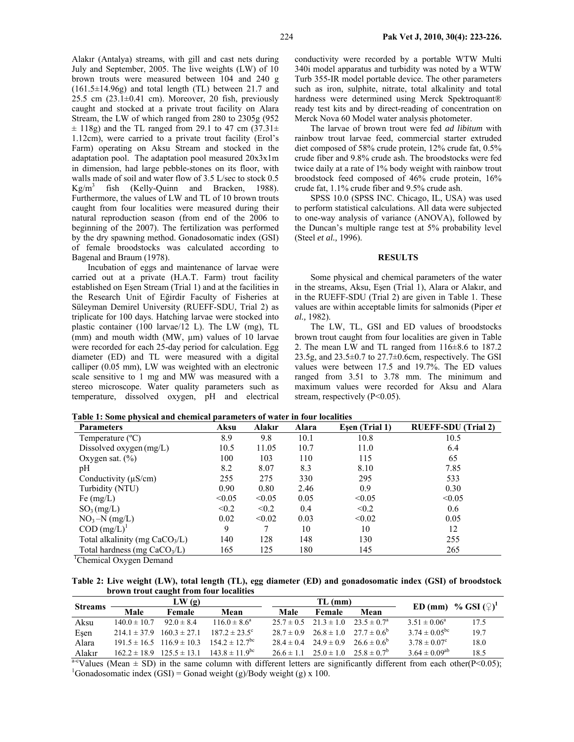Alakır (Antalya) streams, with gill and cast nets during July and September, 2005. The live weights (LW) of 10 brown trouts were measured between 104 and 240 g (161.5±14.96g) and total length (TL) between 21.7 and 25.5 cm (23.1±0.41 cm). Moreover, 20 fish, previously caught and stocked at a private trout facility on Alara Stream, the LW of which ranged from 280 to 2305g (952 ± 118g) and the TL ranged from 29.1 to 47 cm (37.31± 1.12cm), were carried to a private trout facility (Erol's Farm) operating on Aksu Stream and stocked in the adaptation pool. The adaptation pool measured 20x3x1m in dimension, had large pebble-stones on its floor, with walls made of soil and water flow of 3.5 L/sec to stock 0.5 $Kg/m^3$ fish (Kelly-Quinn and Bracken, 1988). Furthermore, the values of LW and TL of 10 brown trouts caught from four localities were measured during their natural reproduction season (from end of the 2006 to beginning of the 2007). The fertilization was performed by the dry spawning method. Gonadosomatic index (GSI) of female broodstocks was calculated according to Bagenal and Braum (1978).

Incubation of eggs and maintenance of larvae were carried out at a private (H.A.T. Farm) trout facility established on Eşen Stream (Trial 1) and at the facilities in the Research Unit of Eğirdir Faculty of Fisheries at Süleyman Demirel University (RUEFF-SDU, Trial 2) as triplicate for 100 days. Hatching larvae were stocked into plastic container (100 larvae/12 L). The LW (mg), TL (mm) and mouth width (MW, µm) values of 10 larvae were recorded for each 25-day period for calculation. Egg diameter (ED) and TL were measured with a digital calliper (0.05 mm), LW was weighted with an electronic scale sensitive to 1 mg and MW was measured with a stereo microscope. Water quality parameters such as temperature, dissolved oxygen, pH and electrical conductivity were recorded by a portable WTW Multi 340i model apparatus and turbidity was noted by a WTW Turb 355-IR model portable device. The other parameters such as iron, sulphite, nitrate, total alkalinity and total hardness were determined using Merck Spektroquant® ready test kits and by direct-reading of concentration on Merck Nova 60 Model water analysis photometer.

The larvae of brown trout were fed *ad libitum* with rainbow trout larvae feed, commercial starter extruded diet composed of 58% crude protein, 12% crude fat, 0.5% crude fiber and 9.8% crude ash. The broodstocks were fed twice daily at a rate of 1% body weight with rainbow trout broodstock feed composed of 46% crude protein, 16% crude fat, 1.1% crude fiber and 9.5% crude ash.

SPSS 10.0 (SPSS INC. Chicago, IL, USA) was used to perform statistical calculations. All data were subjected to one-way analysis of variance (ANOVA), followed by the Duncan's multiple range test at 5% probability level (Steel *et al.,* 1996).

## RESULTS

Some physical and chemical parameters of the water in the streams, Aksu, Eşen (Trial 1), Alara or Alakır, and in the RUEFF-SDU (Trial 2) are given in Table 1. These values are within acceptable limits for salmonids (Piper *et al.,* 1982).

The LW, TL, GSI and ED values of broodstocks brown trout caught from four localities are given in Table 2. The mean LW and TL ranged from 116±8.6 to 187.2 23.5g, and 23.5±0.7 to 27.7±0.6cm, respectively. The GSI values were between 17.5 and 19.7%. The ED values ranged from 3.51 to 3.78 mm. The minimum and maximum values were recorded for Aksu and Alara stream, respectively ($P<0.05$).

**Table 1: Some physical and chemical parameters of water in four localities**

| Parameters | Aksu | Alakır | Alara | Eşen (Trial 1) | RUEFF-SDU (Trial 2) |
|---|---|---|---|---|---|
| Temperature (ºC) | 8.9 | 9.8 | 10.1 | 10.8 | 10.5 |
| Dissolved oxygen (mg/L) | 10.5 | 11.05 | 10.7 | 11.0 | 6.4 |
| Oxygen sat. (%) | 100 | 103 | 110 | 115 | 65 |
| pH | 8.2 | 8.07 | 8.3 | 8.10 | 7.85 |
| Conductivity (µS/cm) | 255 | 275 | 330 | 295 | 533 |
| Turbidity (NTU) | 0.90 | 0.80 | 2.46 | 0.9 | 0.30 |
| Fe (mg/L) | <0.05 | <0.05 | 0.05 | <0.05 | <0.05 |
| $SO_3$ (mg/L) | <0.2 | <0.2 | 0.4 | <0.2 | 0.6 |
| $NO_3$ –N (mg/L) | 0.02 | <0.02 | 0.03 | <0.02 | 0.05 |
| COD (mg/L)[1] | 9 | 7 | 10 | 10 | 12 |
| Total alkalinity (mg $CaCO_3$/L) | 140 | 128 | 148 | 130 | 255 |
| Total hardness (mg $CaCO_3$/L) | 165 | 125 | 180 | 145 | 265 |

[1]Chemical Oxygen Demand

**Table 2: Live weight (LW), total length (TL), egg diameter (ED) and gonadosomatic index (GSI) of broodstock brown trout caught from four localities**

| Streams | LW (g) | | | TL (mm) | | | ED (mm) | % GSI (♀)[1] |
|---|---|---|---|---|---|---|---|---|
| | Male | Female | Mean | Male | Female | Mean | | |
| Aksu | 140.0 ± 10.7 | 92.0 ± 8.4 | 116.0 ± 8.6[a] | 25.7 ± 0.5 | 21.3 ± 1.0 | 23.5 ± 0.7[a] | 3.51 ± 0.06[a] | 17.5 |
| Eşen | 214.1 ± 37.9 | 160.3 ± 27.1 | 187.2 ± 23.5[c] | 28.7 ± 0.9 | 26.8 ± 1.0 | 27.7 ± 0.6[b] | 3.74 ± 0.05[bc] | 19.7 |
| Alara | 191.5 ± 16.5 | 116.9 ± 10.3 | 154.2 ± 12.7[bc] | 28.4 ± 0.4 | 24.9 ± 0.9 | 26.6 ± 0.6[b] | 3.78 ± 0.07[c] | 18.0 |
| Alakır | 162.2 ± 18.9 | 125.5 ± 13.1 | 143.8 ± 11.9[bc] | 26.6 ± 1.1 | 25.0 ± 1.0 | 25.8 ± 0.7[b] | 3.64 ± 0.09[ab] | 18.5 |

[a-c]Values (Mean ± SD) in the same column with different letters are significantly different from each other($P<0.05$); [1]Gonadosomatic index (GSI) = Gonad weight (g)/Body weight (g) x 100.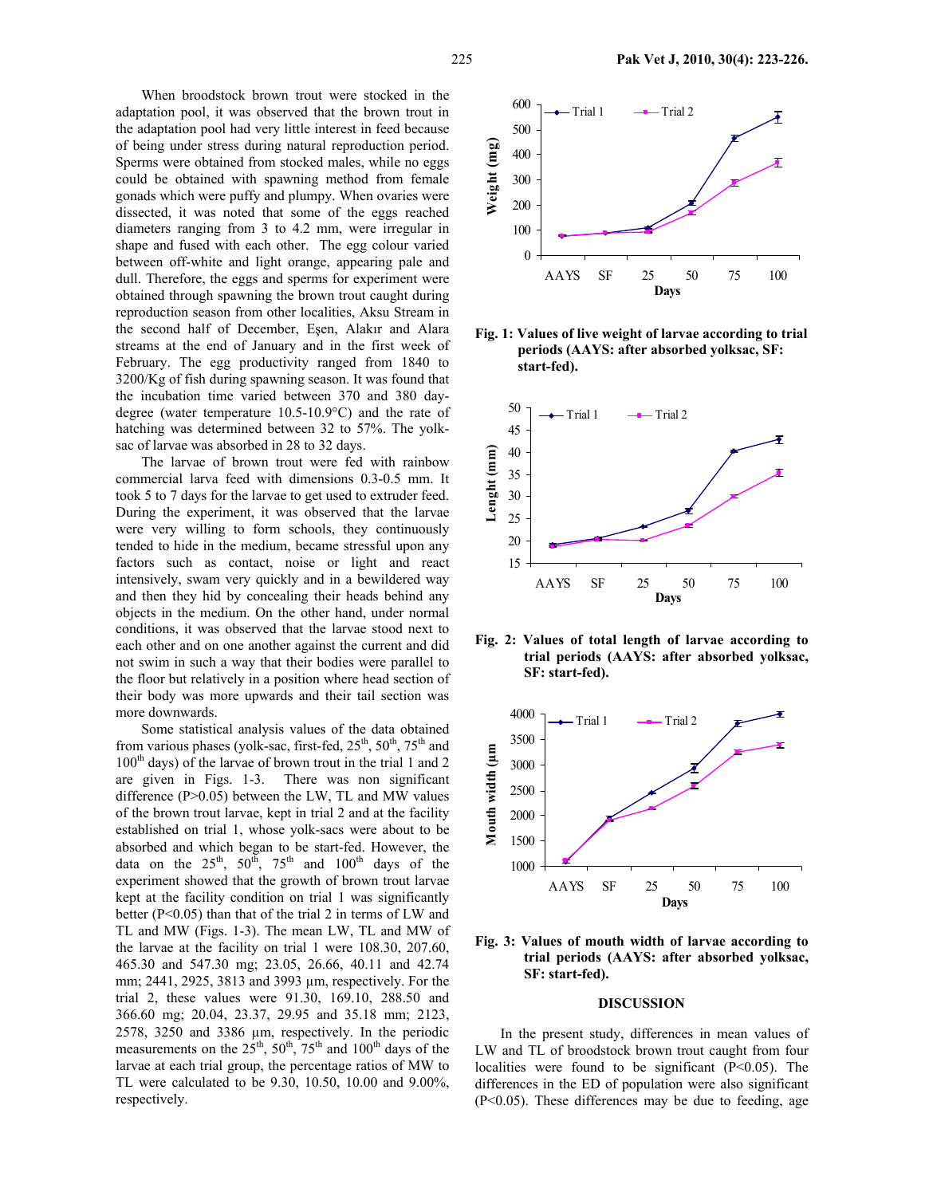When broodstock brown trout were stocked in the adaptation pool, it was observed that the brown trout in the adaptation pool had very little interest in feed because of being under stress during natural reproduction period. Sperms were obtained from stocked males, while no eggs could be obtained with spawning method from female gonads which were puffy and plumpy. When ovaries were dissected, it was noted that some of the eggs reached diameters ranging from 3 to 4.2 mm, were irregular in shape and fused with each other. The egg colour varied between off-white and light orange, appearing pale and dull. Therefore, the eggs and sperms for experiment were obtained through spawning the brown trout caught during reproduction season from other localities, Aksu Stream in the second half of December, Eşen, Alakır and Alara streams at the end of January and in the first week of February. The egg productivity ranged from 1840 to 3200/Kg of fish during spawning season. It was found that the incubation time varied between 370 and 380 day-degree (water temperature 10.5-10.9°C) and the rate of hatching was determined between 32 to 57%. The yolk-sac of larvae was absorbed in 28 to 32 days.

The larvae of brown trout were fed with rainbow commercial larva feed with dimensions 0.3-0.5 mm. It took 5 to 7 days for the larvae to get used to extruder feed. During the experiment, it was observed that the larvae were very willing to form schools, they continuously tended to hide in the medium, became stressful upon any factors such as contact, noise or light and react intensively, swam very quickly and in a bewildered way and then they hid by concealing their heads behind any objects in the medium. On the other hand, under normal conditions, it was observed that the larvae stood next to each other and on one another against the current and did not swim in such a way that their bodies were parallel to the floor but relatively in a position where head section of their body was more upwards and their tail section was more downwards.

Some statistical analysis values of the data obtained from various phases (yolk-sac, first-fed, 25th, 50th, 75th and 100th days) of the larvae of brown trout in the trial 1 and 2 are given in Figs. 1-3. There was non significant difference ($P>0.05$) between the LW, TL and MW values of the brown trout larvae, kept in trial 2 and at the facility established on trial 1, whose yolk-sacs were about to be absorbed and which began to be start-fed. However, the data on the 25th, 50th, 75th and 100th days of the experiment showed that the growth of brown trout larvae kept at the facility condition on trial 1 was significantly better ($P<0.05$) than that of the trial 2 in terms of LW and TL and MW (Figs. 1-3). The mean LW, TL and MW of the larvae at the facility on trial 1 were 108.30, 207.60, 465.30 and 547.30 mg; 23.05, 26.66, 40.11 and 42.74 mm; 2441, 2925, 3813 and 3993 µm, respectively. For the trial 2, these values were 91.30, 169.10, 288.50 and 366.60 mg; 20.04, 23.37, 29.95 and 35.18 mm; 2123, 2578, 3250 and 3386 µm, respectively. In the periodic measurements on the 25th, 50th, 75th and 100th days of the larvae at each trial group, the percentage ratios of MW to TL were calculated to be 9.30, 10.50, 10.00 and 9.00%, respectively.

**Fig. 1: Values of live weight of larvae according to trial periods (AAYS: after absorbed yolksac, SF: start-fed).**

**Fig. 2: Values of total length of larvae according to trial periods (AAYS: after absorbed yolksac, SF: start-fed).**

**Fig. 3: Values of mouth width of larvae according to trial periods (AAYS: after absorbed yolksac, SF: start-fed).**

## DISCUSSION

In the present study, differences in mean values of LW and TL of broodstock brown trout caught from four localities were found to be significant ($P<0.05$). The differences in the ED of population were also significant ($P<0.05$). These differences may be due to feeding, age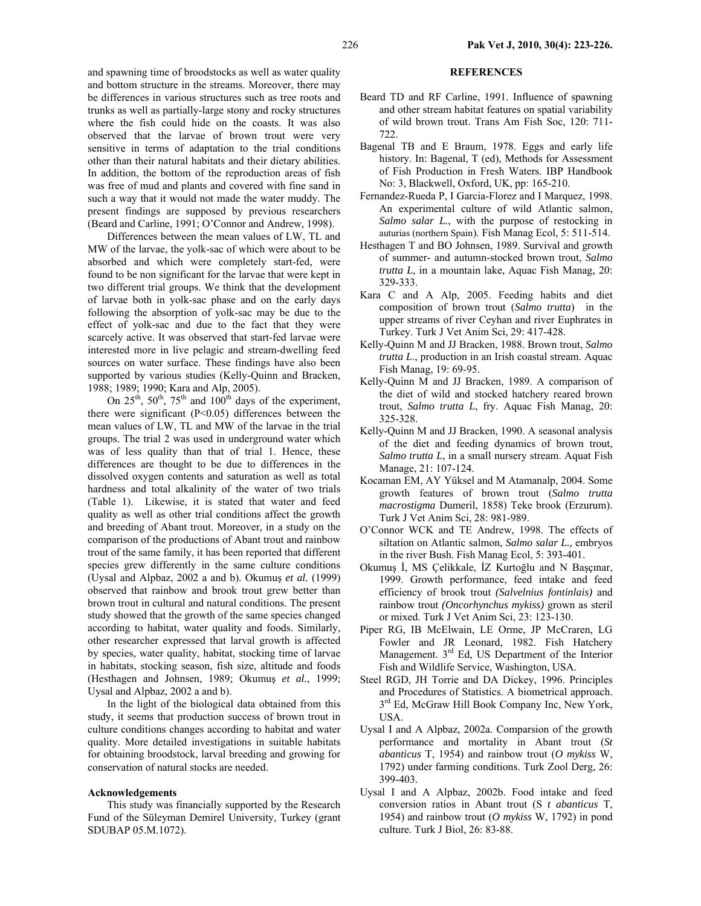and spawning time of broodstocks as well as water quality and bottom structure in the streams. Moreover, there may be differences in various structures such as tree roots and trunks as well as partially-large stony and rocky structures where the fish could hide on the coasts. It was also observed that the larvae of brown trout were very sensitive in terms of adaptation to the trial conditions other than their natural habitats and their dietary abilities. In addition, the bottom of the reproduction areas of fish was free of mud and plants and covered with fine sand in such a way that it would not made the water muddy. The present findings are supposed by previous researchers (Beard and Carline, 1991; O'Connor and Andrew, 1998).

Differences between the mean values of LW, TL and MW of the larvae, the yolk-sac of which were about to be absorbed and which were completely start-fed, were found to be non significant for the larvae that were kept in two different trial groups. We think that the development of larvae both in yolk-sac phase and on the early days following the absorption of yolk-sac may be due to the effect of yolk-sac and due to the fact that they were scarcely active. It was observed that start-fed larvae were interested more in live pelagic and stream-dwelling feed sources on water surface. These findings have also been supported by various studies (Kelly-Quinn and Bracken, 1988; 1989; 1990; Kara and Alp, 2005).

On $25^{th}$, $50^{th}$, $75^{th}$ and $100^{th}$ days of the experiment, there were significant ($P<0.05$) differences between the mean values of LW, TL and MW of the larvae in the trial groups. The trial 2 was used in underground water which was of less quality than that of trial 1. Hence, these differences are thought to be due to differences in the dissolved oxygen contents and saturation as well as total hardness and total alkalinity of the water of two trials (Table 1). Likewise, it is stated that water and feed quality as well as other trial conditions affect the growth and breeding of Abant trout. Moreover, in a study on the comparison of the productions of Abant trout and rainbow trout of the same family, it has been reported that different species grew differently in the same culture conditions (Uysal and Alpbaz, 2002 a and b). Okumuş *et al.* (1999) observed that rainbow and brook trout grew better than brown trout in cultural and natural conditions. The present study showed that the growth of the same species changed according to habitat, water quality and foods. Similarly, other researcher expressed that larval growth is affected by species, water quality, habitat, stocking time of larvae in habitats, stocking season, fish size, altitude and foods (Hesthagen and Johnsen, 1989; Okumuş *et al.*, 1999; Uysal and Alpbaz, 2002 a and b).

In the light of the biological data obtained from this study, it seems that production success of brown trout in culture conditions changes according to habitat and water quality. More detailed investigations in suitable habitats for obtaining broodstock, larval breeding and growing for conservation of natural stocks are needed.

### Acknowledgements

This study was financially supported by the Research Fund of the Süleyman Demirel University, Turkey (grant SDUBAP 05.M.1072).

## REFERENCES

Beard TD and RF Carline, 1991. Influence of spawning and other stream habitat features on spatial variability of wild brown trout. Trans Am Fish Soc, 120: 711-722.

Bagenal TB and E Braum, 1978. Eggs and early life history. In: Bagenal, T (ed), Methods for Assessment of Fish Production in Fresh Waters. IBP Handbook No: 3, Blackwell, Oxford, UK, pp: 165-210.

Fernandez-Rueda P, I Garcia-Florez and I Marquez, 1998. An experimental culture of wild Atlantic salmon, *Salmo salar L.*, with the purpose of restocking in auturias (northern Spain). Fish Manag Ecol, 5: 511-514.

Hesthagen T and BO Johnsen, 1989. Survival and growth of summer- and autumn-stocked brown trout, *Salmo trutta L*, in a mountain lake, Aquac Fish Manag, 20: 329-333.

Kara C and A Alp, 2005. Feeding habits and diet composition of brown trout (*Salmo trutta*) in the upper streams of river Ceyhan and river Euphrates in Turkey. Turk J Vet Anim Sci, 29: 417-428.

Kelly-Quinn M and JJ Bracken, 1988. Brown trout, *Salmo trutta L*., production in an Irish coastal stream. Aquac Fish Manag, 19: 69-95.

Kelly-Quinn M and JJ Bracken, 1989. A comparison of the diet of wild and stocked hatchery reared brown trout, *Salmo trutta L*, fry. Aquac Fish Manag, 20: 325-328.

Kelly-Quinn M and JJ Bracken, 1990. A seasonal analysis of the diet and feeding dynamics of brown trout, *Salmo trutta L*, in a small nursery stream. Aquat Fish Manage, 21: 107-124.

Kocaman EM, AY Yüksel and M Atamanalp, 2004. Some growth features of brown trout (*Salmo trutta macrostigma* Dumeril, 1858) Teke brook (Erzurum). Turk J Vet Anim Sci, 28: 981-989.

O'Connor WCK and TE Andrew, 1998. The effects of siltation on Atlantic salmon, *Salmo salar L.,* embryos in the river Bush. Fish Manag Ecol, 5: 393-401.

Okumuş İ, MS Çelikkale, İZ Kurtoğlu and N Başçınar, 1999. Growth performance, feed intake and feed efficiency of brook trout *(Salvelnius fontinlais)* and rainbow trout *(Oncorhynchus mykiss)* grown as steril or mixed. Turk J Vet Anim Sci, 23: 123-130.

Piper RG, IB McElwain, LE Orme, JP McCraren, LG Fowler and JR Leonard, 1982. Fish Hatchery Management. 3rd Ed, US Department of the Interior Fish and Wildlife Service, Washington, USA.

Steel RGD, JH Torrie and DA Dickey, 1996. Principles and Procedures of Statistics. A biometrical approach. 3rd Ed, McGraw Hill Book Company Inc, New York, USA.

Uysal I and A Alpbaz, 2002a. Comparsion of the growth performance and mortality in Abant trout (*St abanticus* T, 1954) and rainbow trout (*O mykiss* W, 1792) under farming conditions. Turk Zool Derg, 26: 399-403.

Uysal I and A Alpbaz, 2002b. Food intake and feed conversion ratios in Abant trout (S *t abanticus* T, 1954) and rainbow trout (*O mykiss* W, 1792) in pond culture. Turk J Biol, 26: 83-88.